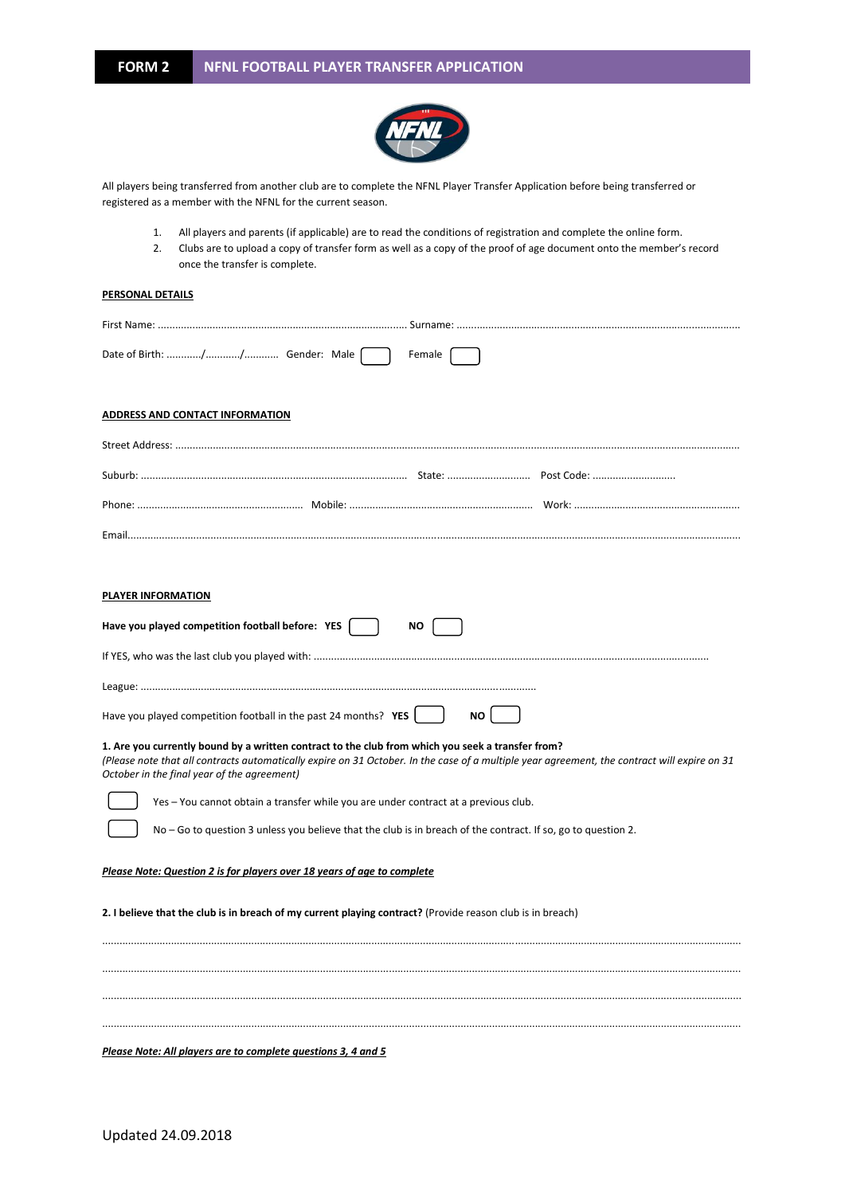# FORM 2 NFNL FOOTBALL PLAYER TRANSFER APPLICATION

All players being transferred from another club are to complete the NFNL Player Transfer Application before being transferred or registered as a member with the NFNL for the current season.

1. All players and parents (if applicable) are to read the conditions of registration and complete the online form.
2. Clubs are to upload a copy of transfer form as well as a copy of the proof of age document onto the member's record once the transfer is complete.

**PERSONAL DETAILS**

First Name: ........................................................................................ Surname: ..................................................................................................

Date of Birth: ............/............/............ Gender: Male ☐ Female ☐

**ADDRESS AND CONTACT INFORMATION**

Street Address: ..........................................................................................................................................................................................................

Suburb: ............................................................................................ State: ............................. Post Code: .............................

Phone: ......................................................... Mobile: ............................................................... Work: .........................................................

Email.............................................................................................................................................................................................................................

**PLAYER INFORMATION**

**Have you played competition football before: YES** ☐ **NO** ☐

If YES, who was the last club you played with: ........................................................................................................................................

League: .........................................................................................................................................

Have you played competition football in the past 24 months? **YES** ☐ **NO** ☐

**1. Are you currently bound by a written contract to the club from which you seek a transfer from?**
*(Please note that all contracts automatically expire on 31 October. In the case of a multiple year agreement, the contract will expire on 31 October in the final year of the agreement)*

☐ Yes – You cannot obtain a transfer while you are under contract at a previous club.

☐ No – Go to question 3 unless you believe that the club is in breach of the contract. If so, go to question 2.

***Please Note: Question 2 is for players over 18 years of age to complete***

**2. I believe that the club is in breach of my current playing contract?** (Provide reason club is in breach)

..............................................................................................................................................................................................................................

..............................................................................................................................................................................................................................

..............................................................................................................................................................................................................................

..............................................................................................................................................................................................................................

***Please Note: All players are to complete questions 3, 4 and 5***

Updated 24.09.2018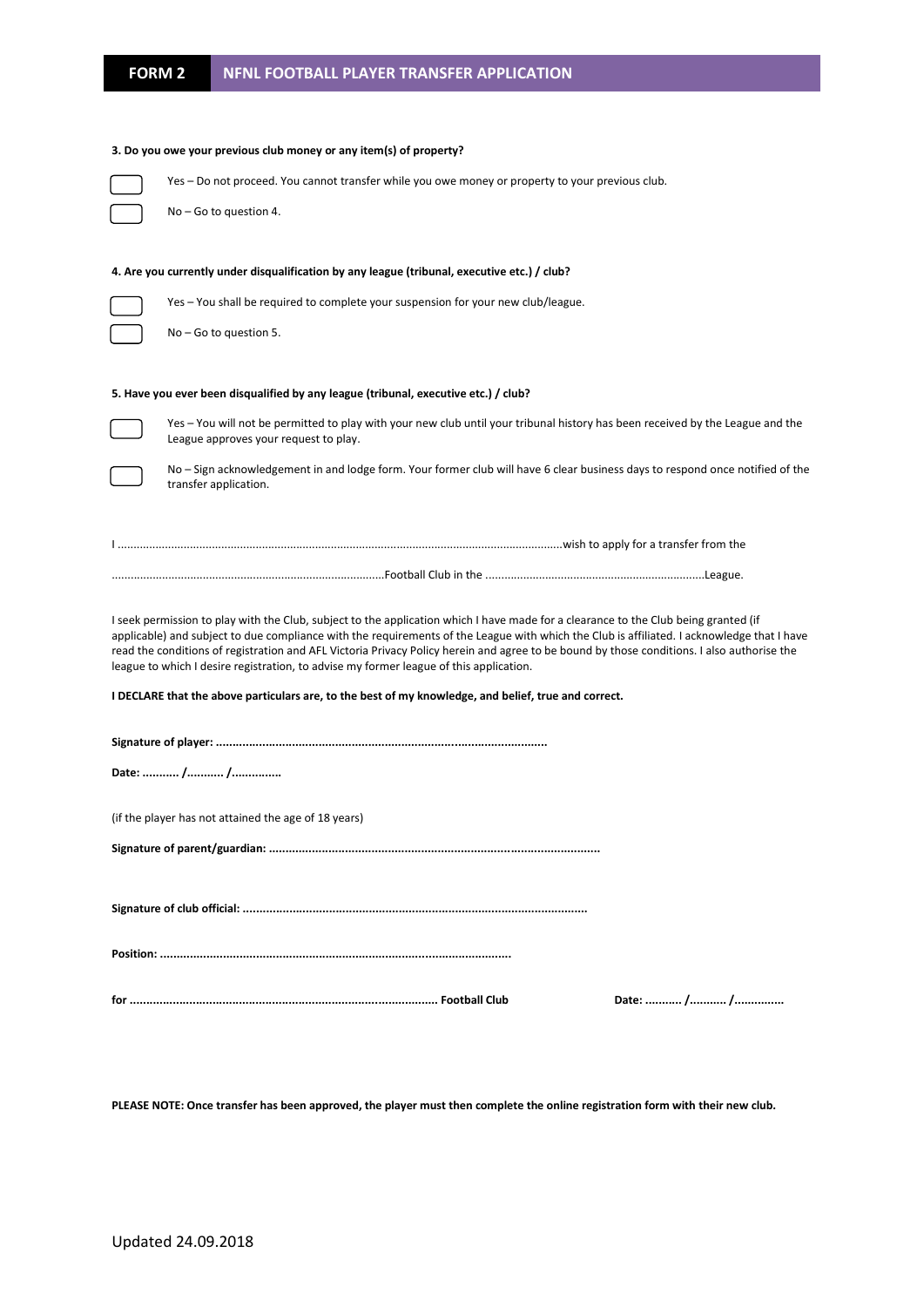# FORM 2 NFNL FOOTBALL PLAYER TRANSFER APPLICATION

**3. Do you owe your previous club money or any item(s) of property?**

☐ Yes – Do not proceed. You cannot transfer while you owe money or property to your previous club.

☐ No – Go to question 4.

**4. Are you currently under disqualification by any league (tribunal, executive etc.) / club?**

☐ Yes – You shall be required to complete your suspension for your new club/league.

☐ No – Go to question 5.

**5. Have you ever been disqualified by any league (tribunal, executive etc.) / club?**

☐ Yes – You will not be permitted to play with your new club until your tribunal history has been received by the League and the League approves your request to play.

☐ No – Sign acknowledgement in and lodge form. Your former club will have 6 clear business days to respond once notified of the transfer application.

I ..................................................................................................................................wish to apply for a transfer from the

.......................................................................................Football Club in the .......................................................................League.

I seek permission to play with the Club, subject to the application which I have made for a clearance to the Club being granted (if applicable) and subject to due compliance with the requirements of the League with which the Club is affiliated. I acknowledge that I have read the conditions of registration and AFL Victoria Privacy Policy herein and agree to be bound by those conditions. I also authorise the league to which I desire registration, to advise my former league of this application.

**I DECLARE that the above particulars are, to the best of my knowledge, and belief, true and correct.**

**Signature of player: ..................................................................................................**

**Date: ........... /........... /..............**

(if the player has not attained the age of 18 years)

**Signature of parent/guardian: ..................................................................................................**

**Signature of club official: ..................................................................................................**

**Position: ..................................................................................................**

**for ........................................................................................ Football Club** **Date: ........... /........... /..............**

**PLEASE NOTE: Once transfer has been approved, the player must then complete the online registration form with their new club.**

Updated 24.09.2018